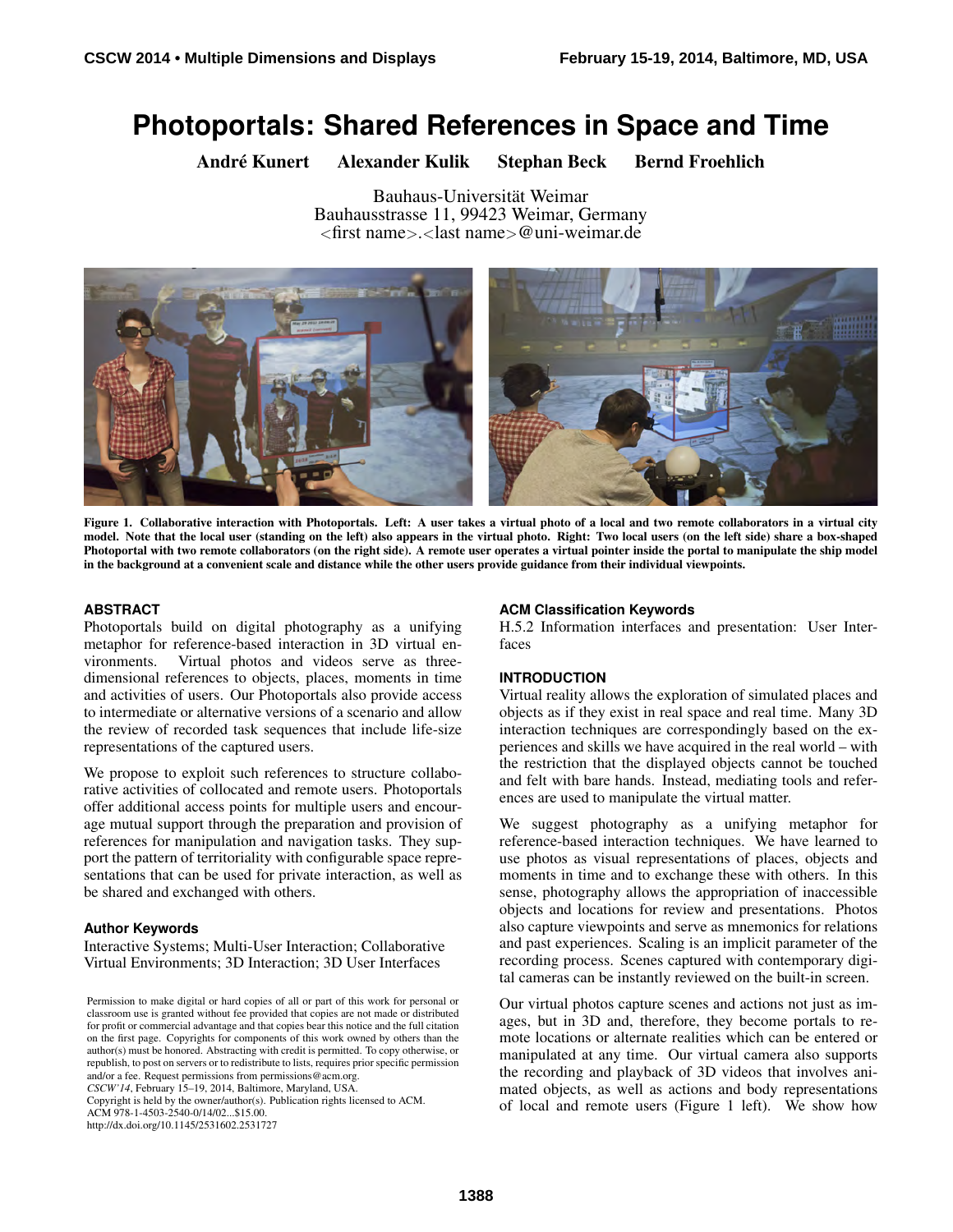# Photoportals: Shared References in Space and Time

**André Kunert  Alexander Kulik  Stephan Beck  Bernd Froehlich**

Bauhaus-Universität Weimar
Bauhausstrasse 11, 99423 Weimar, Germany
<first name>.<last name>@uni-weimar.de

**Figure 1. Collaborative interaction with Photoportals. Left: A user takes a virtual photo of a local and two remote collaborators in a virtual city model. Note that the local user (standing on the left side) also appears in the virtual photo. Right: Two local users (on the left side) share a box-shaped Photoportal with two remote collaborators (on the right side). A remote user operates a virtual pointer inside the portal to manipulate the ship model in the background at a convenient scale and distance while the other users provide guidance from their individual viewpoints.**

## ABSTRACT

Photoportals build on digital photography as a unifying metaphor for reference-based interaction in 3D virtual environments. Virtual photos and videos serve as three-dimensional references to objects, places, moments in time and activities of users. Our Photoportals also provide access to intermediate or alternative versions of a scenario and allow the review of recorded task sequences that include life-size representations of the captured users.

We propose to exploit such references to structure collaborative activities of collocated and remote users. Photoportals offer additional access points for multiple users and encourage mutual support through the preparation and provision of references for manipulation and navigation tasks. They support the pattern of territoriality with configurable space representations that can be used for private interaction, as well as be shared and exchanged with others.

### Author Keywords

Interactive Systems; Multi-User Interaction; Collaborative Virtual Environments; 3D Interaction; 3D User Interfaces

Permission to make digital or hard copies of all or part of this work for personal or classroom use is granted without fee provided that copies are not made or distributed for profit or commercial advantage and that copies bear this notice and the full citation on the first page. Copyrights for components of this work owned by others than the author(s) must be honored. Abstracting with credit is permitted. To copy otherwise, or republish, to post on servers or to redistribute to lists, requires prior specific permission and/or a fee. Request permissions from permissions@acm.org.
*CSCW'14*, February 15–19, 2014, Baltimore, Maryland, USA.
Copyright is held by the owner/author(s). Publication rights licensed to ACM.
ACM 978-1-4503-2540-0/14/02...$15.00.
http://dx.doi.org/10.1145/2531602.2531727

### ACM Classification Keywords

H.5.2 Information interfaces and presentation: User Interfaces

## INTRODUCTION

Virtual reality allows the exploration of simulated places and objects as if they exist in real space and real time. Many 3D interaction techniques are correspondingly based on the experiences and skills we have acquired in the real world – with the restriction that the displayed objects cannot be touched and felt with bare hands. Instead, mediating tools and references are used to manipulate the virtual matter.

We suggest photography as a unifying metaphor for reference-based interaction techniques. We have learned to use photos as visual representations of places, objects and moments in time and to exchange these with others. In this sense, photography allows the appropriation of inaccessible objects and locations for review and presentations. Photos also capture viewpoints and serve as mnemonics for relations and past experiences. Scaling is an implicit parameter of the recording process. Scenes captured with contemporary digital cameras can be instantly reviewed on the built-in screen.

Our virtual photos capture scenes and actions not just as images, but in 3D and, therefore, they become portals to remote locations or alternate realities which can be entered or manipulated at any time. Our virtual camera also supports the recording and playback of 3D videos that involves animated objects, as well as actions and body representations of local and remote users (Figure 1 left). We show how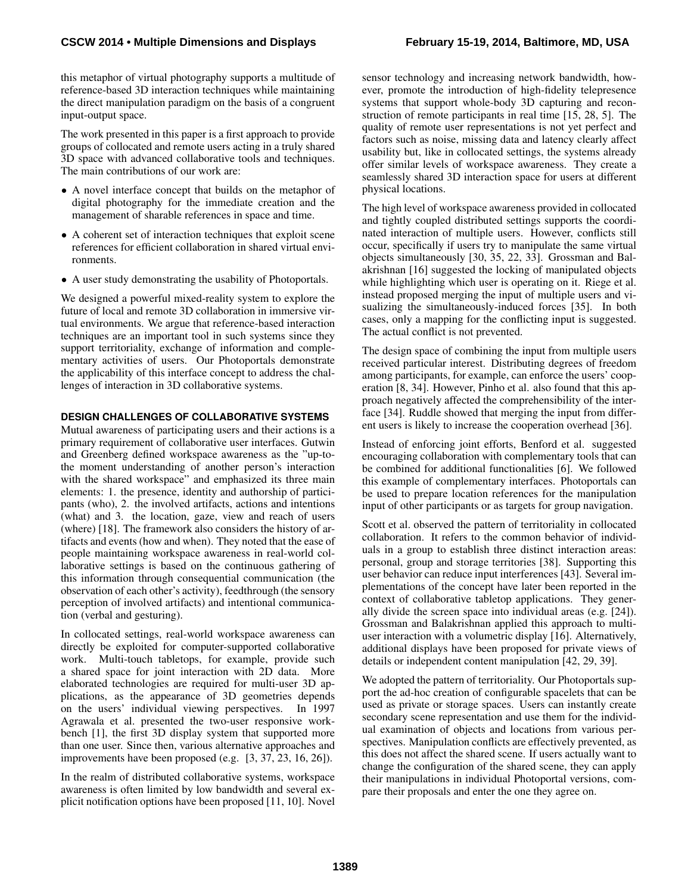this metaphor of virtual photography supports a multitude of reference-based 3D interaction techniques while maintaining the direct manipulation paradigm on the basis of a congruent input-output space.

The work presented in this paper is a first approach to provide groups of collocated and remote users acting in a truly shared 3D space with advanced collaborative tools and techniques. The main contributions of our work are:

- A novel interface concept that builds on the metaphor of digital photography for the immediate creation and the management of sharable references in space and time.
- A coherent set of interaction techniques that exploit scene references for efficient collaboration in shared virtual environments.
- A user study demonstrating the usability of Photoportals.

We designed a powerful mixed-reality system to explore the future of local and remote 3D collaboration in immersive virtual environments. We argue that reference-based interaction techniques are an important tool in such systems since they support territoriality, exchange of information and complementary activities of users. Our Photoportals demonstrate the applicability of this interface concept to address the challenges of interaction in 3D collaborative systems.

## DESIGN CHALLENGES OF COLLABORATIVE SYSTEMS

Mutual awareness of participating users and their actions is a primary requirement of collaborative user interfaces. Gutwin and Greenberg defined workspace awareness as the "up-to-the moment understanding of another person's interaction with the shared workspace" and emphasized its three main elements: 1. the presence, identity and authorship of participants (who), 2. the involved artifacts, actions and intentions (what) and 3. the location, gaze, view and reach of users (where) [18]. The framework also considers the history of artifacts and events (how and when). They noted that the ease of people maintaining workspace awareness in real-world collaborative settings is based on the continuous gathering of this information through consequential communication (the observation of each other's activity), feedthrough (the sensory perception of involved artifacts) and intentional communication (verbal and gesturing).

In collocated settings, real-world workspace awareness can directly be exploited for computer-supported collaborative work. Multi-touch tabletops, for example, provide such a shared space for joint interaction with 2D data. More elaborated technologies are required for multi-user 3D applications, as the appearance of 3D geometries depends on the users' individual viewing perspectives. In 1997 Agrawala et al. presented the two-user responsive workbench [1], the first 3D display system that supported more than one user. Since then, various alternative approaches and improvements have been proposed (e.g. [3, 37, 23, 16, 26]).

In the realm of distributed collaborative systems, workspace awareness is often limited by low bandwidth and several explicit notification options have been proposed [11, 10]. Novel sensor technology and increasing network bandwidth, however, promote the introduction of high-fidelity telepresence systems that support whole-body 3D capturing and reconstruction of remote participants in real time [15, 28, 5]. The quality of remote user representations is not yet perfect and factors such as noise, missing data and latency clearly affect usability but, like in collocated settings, the systems already offer similar levels of workspace awareness. They create a seamlessly shared 3D interaction space for users at different physical locations.

The high level of workspace awareness provided in collocated and tightly coupled distributed settings supports the coordinated interaction of multiple users. However, conflicts still occur, specifically if users try to manipulate the same virtual objects simultaneously [30, 35, 22, 33]. Grossman and Balakrishnan [16] suggested the locking of manipulated objects while highlighting which user is operating on it. Riege et al. instead proposed merging the input of multiple users and visualizing the simultaneously-induced forces [35]. In both cases, only a mapping for the conflicting input is suggested. The actual conflict is not prevented.

The design space of combining the input from multiple users received particular interest. Distributing degrees of freedom among participants, for example, can enforce the users' cooperation [8, 34]. However, Pinho et al. also found that this approach negatively affected the comprehensibility of the interface [34]. Ruddle showed that merging the input from different users is likely to increase the cooperation overhead [36].

Instead of enforcing joint efforts, Benford et al. suggested encouraging collaboration with complementary tools that can be combined for additional functionalities [6]. We followed this example of complementary interfaces. Photoportals can be used to prepare location references for the manipulation input of other participants or as targets for group navigation.

Scott et al. observed the pattern of territoriality in collocated collaboration. It refers to the common behavior of individuals in a group to establish three distinct interaction areas: personal, group and storage territories [38]. Supporting this user behavior can reduce input interferences [43]. Several implementations of the concept have later been reported in the context of collaborative tabletop applications. They generally divide the screen space into individual areas (e.g. [24]). Grossman and Balakrishnan applied this approach to multi-user interaction with a volumetric display [16]. Alternatively, additional displays have been proposed for private views of details or independent content manipulation [42, 29, 39].

We adopted the pattern of territoriality. Our Photoportals support the ad-hoc creation of configurable spacelets that can be used as private or storage spaces. Users can instantly create secondary scene representation and use them for the individual examination of objects and locations from various perspectives. Manipulation conflicts are effectively prevented, as this does not affect the shared scene. If users actually want to change the configuration of the shared scene, they can apply their manipulations in individual Photoportal versions, compare their proposals and enter the one they agree on.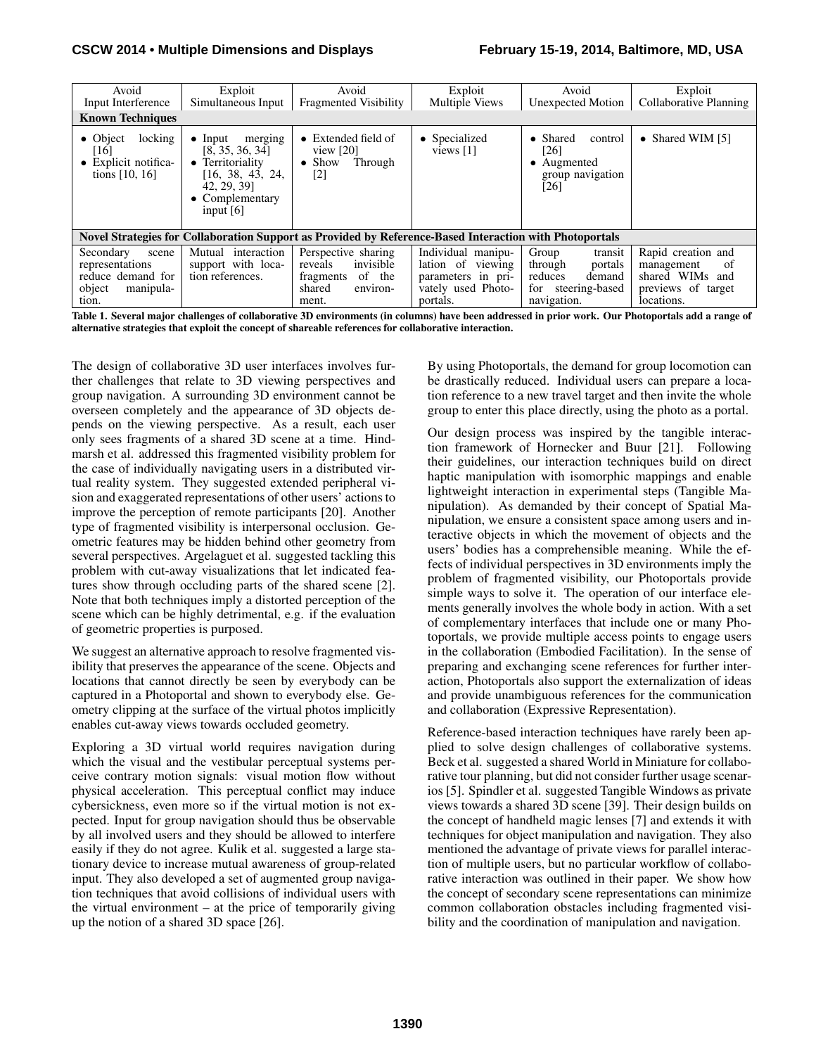| Avoid Input Interference | Exploit Simultaneous Input | Avoid Fragmented Visibility | Exploit Multiple Views | Avoid Unexpected Motion | Exploit Collaborative Planning |
|---|---|---|---|---|---|
| **Known Techniques** | | | | | |
| • Object locking [16]<br>• Explicit notifications [10, 16] | • Input merging [8, 35, 36, 34]<br>• Territoriality [16, 38, 43, 24, 42, 29, 39]<br>• Complementary input [6] | • Extended field of view [20]<br>• Show Through [2] | • Specialized views [1] | • Shared control [26]<br>• Augmented group navigation [26] | • Shared WIM [5] |
| **Novel Strategies for Collaboration Support as Provided by Reference-Based Interaction with Photoportals** | | | | | |
| Secondary scene representations reduce demand for object manipulation. | Mutual interaction support with location references. | Perspective sharing reveals invisible fragments of the shared environment. | Individual manipulation of viewing parameters in privately used Photoportals. | Group transit through portals reduces demand for steering-based navigation. | Rapid creation and management of shared WIMs and previews of target locations. |

**Table 1. Several major challenges of collaborative 3D environments (in columns) have been addressed in prior work. Our Photoportals add a range of alternative strategies that exploit the concept of shareable references for collaborative interaction.**

The design of collaborative 3D user interfaces involves further challenges that relate to 3D viewing perspectives and group navigation. A surrounding 3D environment cannot be overseen completely and the appearance of 3D objects depends on the viewing perspective. As a result, each user only sees fragments of a shared 3D scene at a time. Hindmarsh et al. addressed this fragmented visibility problem for the case of individually navigating users in a distributed virtual reality system. They suggested extended peripheral vision and exaggerated representations of other users' actions to improve the perception of remote participants [20]. Another type of fragmented visibility is interpersonal occlusion. Geometric features may be hidden behind other geometry from several perspectives. Argelaguet et al. suggested tackling this problem with cut-away visualizations that let indicated features show through occluding parts of the shared scene [2]. Note that both techniques imply a distorted perception of the scene which can be highly detrimental, e.g. if the evaluation of geometric properties is purposed.

We suggest an alternative approach to resolve fragmented visibility that preserves the appearance of the scene. Objects and locations that cannot directly be seen by everybody can be captured in a Photoportal and shown to everybody else. Geometry clipping at the surface of the virtual photos implicitly enables cut-away views towards occluded geometry.

Exploring a 3D virtual world requires navigation during which the visual and the vestibular perceptual systems perceive contrary motion signals: visual motion flow without physical acceleration. This perceptual conflict may induce cybersickness, even more so if the virtual motion is not expected. Input for group navigation should thus be observable by all involved users and they should be allowed to interfere easily if they do not agree. Kulik et al. suggested a large stationary device to increase mutual awareness of group-related input. They also developed a set of augmented group navigation techniques that avoid collisions of individual users with the virtual environment – at the price of temporarily giving up the notion of a shared 3D space [26].

By using Photoportals, the demand for group locomotion can be drastically reduced. Individual users can prepare a location reference to a new travel target and then invite the whole group to enter this place directly, using the photo as a portal.

Our design process was inspired by the tangible interaction framework of Hornecker and Buur [21]. Following their guidelines, our interaction techniques build on direct haptic manipulation with isomorphic mappings and enable lightweight interaction in experimental steps (Tangible Manipulation). As demanded by their concept of Spatial Manipulation, we ensure a consistent space among users and interactive objects in which the movement of objects and the users' bodies has a comprehensible meaning. While the effects of individual perspectives in 3D environments imply the problem of fragmented visibility, our Photoportals provide simple ways to solve it. The operation of our interface elements generally involves the whole body in action. With a set of complementary interfaces that include one or many Photoportals, we provide multiple access points to engage users in the collaboration (Embodied Facilitation). In the sense of preparing and exchanging scene references for further interaction, Photoportals also support the externalization of ideas and provide unambiguous references for the communication and collaboration (Expressive Representation).

Reference-based interaction techniques have rarely been applied to solve design challenges of collaborative systems. Beck et al. suggested a shared World in Miniature for collaborative tour planning, but did not consider further usage scenarios [5]. Spindler et al. suggested Tangible Windows as private views towards a shared 3D scene [39]. Their design builds on the concept of handheld magic lenses [7] and extends it with techniques for object manipulation and navigation. They also mentioned the advantage of private views for parallel interaction of multiple users, but no particular workflow of collaborative interaction was outlined in their paper. We show how the concept of secondary scene representations can minimize common collaboration obstacles including fragmented visibility and the coordination of manipulation and navigation.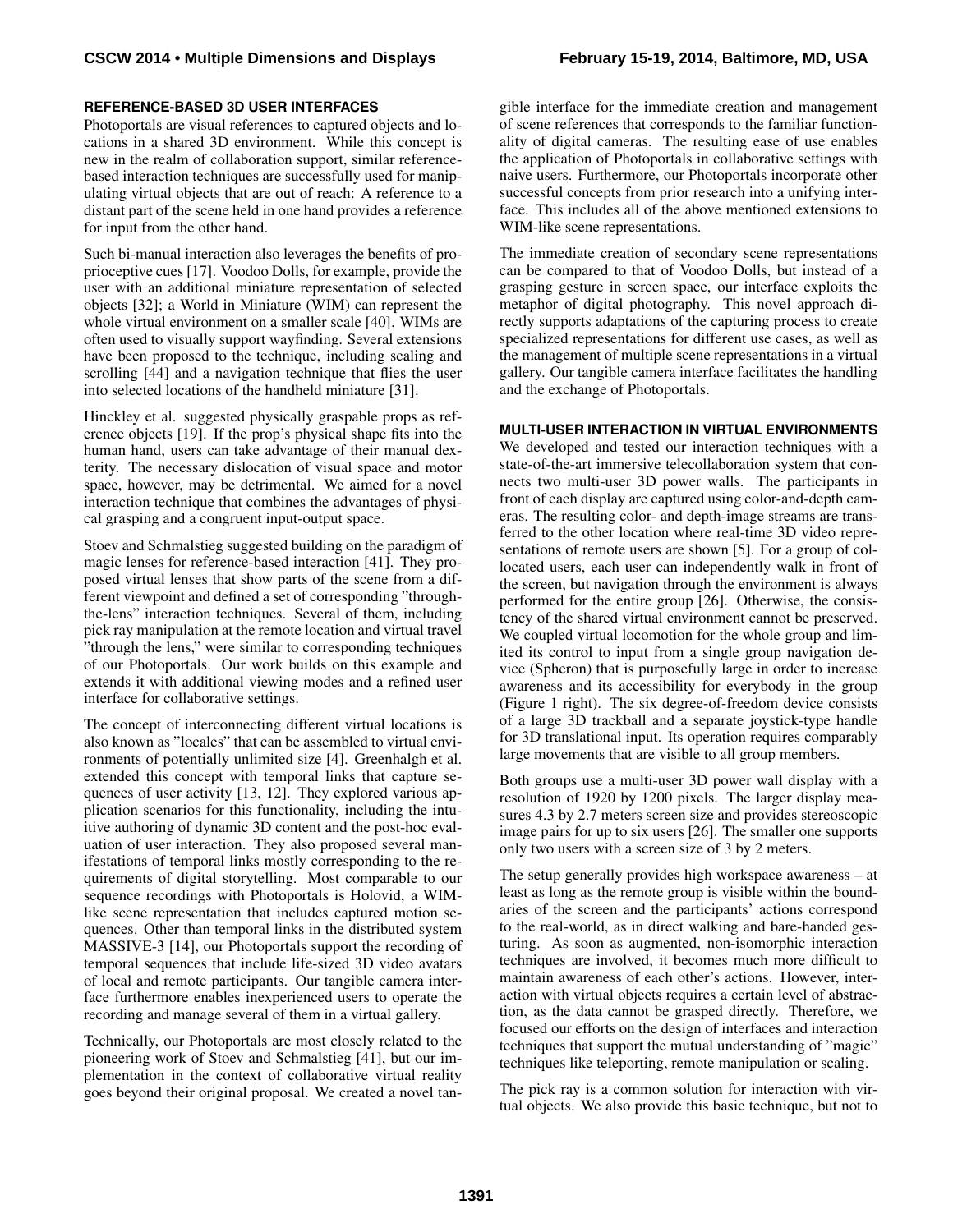## REFERENCE-BASED 3D USER INTERFACES

Photoportals are visual references to captured objects and locations in a shared 3D environment. While this concept is new in the realm of collaboration support, similar reference-based interaction techniques are successfully used for manipulating virtual objects that are out of reach: A reference to a distant part of the scene held in one hand provides a reference for input from the other hand.

Such bi-manual interaction also leverages the benefits of proprioceptive cues [17]. Voodoo Dolls, for example, provide the user with an additional miniature representation of selected objects [32]; a World in Miniature (WIM) can represent the whole virtual environment on a smaller scale [40]. WIMs are often used to visually support wayfinding. Several extensions have been proposed to the technique, including scaling and scrolling [44] and a navigation technique that flies the user into selected locations of the handheld miniature [31].

Hinckley et al. suggested physically graspable props as reference objects [19]. If the prop's physical shape fits into the human hand, users can take advantage of their manual dexterity. The necessary dislocation of visual space and motor space, however, may be detrimental. We aimed for a novel interaction technique that combines the advantages of physical grasping and a congruent input-output space.

Stoev and Schmalstieg suggested building on the paradigm of magic lenses for reference-based interaction [41]. They proposed virtual lenses that show parts of the scene from a different viewpoint and defined a set of corresponding "through-the-lens" interaction techniques. Several of them, including pick ray manipulation at the remote location and virtual travel "through the lens," were similar to corresponding techniques of our Photoportals. Our work builds on this example and extends it with additional viewing modes and a refined user interface for collaborative settings.

The concept of interconnecting different virtual locations is also known as "locales" that can be assembled to virtual environments of potentially unlimited size [4]. Greenhalgh et al. extended this concept with temporal links that capture sequences of user activity [13, 12]. They explored various application scenarios for this functionality, including the intuitive authoring of dynamic 3D content and the post-hoc evaluation of user interaction. They also proposed several manifestations of temporal links mostly corresponding to the requirements of digital storytelling. Most comparable to our sequence recordings with Photoportals is Holovid, a WIM-like scene representation that includes captured motion sequences. Other than temporal links in the distributed system MASSIVE-3 [14], our Photoportals support the recording of temporal sequences that include life-sized 3D video avatars of local and remote participants. Our tangible camera interface furthermore enables inexperienced users to operate the recording and manage several of them in a virtual gallery.

Technically, our Photoportals are most closely related to the pioneering work of Stoev and Schmalstieg [41], but our implementation in the context of collaborative virtual reality goes beyond their original proposal. We created a novel tangible interface for the immediate creation and management of scene references that corresponds to the familiar functionality of digital cameras. The resulting ease of use enables the application of Photoportals in collaborative settings with naive users. Furthermore, our Photoportals incorporate other successful concepts from prior research into a unifying interface. This includes all of the above mentioned extensions to WIM-like scene representations.

The immediate creation of secondary scene representations can be compared to that of Voodoo Dolls, but instead of a grasping gesture in screen space, our interface exploits the metaphor of digital photography. This novel approach directly supports adaptations of the capturing process to create specialized representations for different use cases, as well as the management of multiple scene representations in a virtual gallery. Our tangible camera interface facilitates the handling and the exchange of Photoportals.

## MULTI-USER INTERACTION IN VIRTUAL ENVIRONMENTS

We developed and tested our interaction techniques with a state-of-the-art immersive telecollaboration system that connects two multi-user 3D power walls. The participants in front of each display are captured using color-and-depth cameras. The resulting color- and depth-image streams are transferred to the other location where real-time 3D video representations of remote users are shown [5]. For a group of collocated users, each user can independently walk in front of the screen, but navigation through the environment is always performed for the entire group [26]. Otherwise, the consistency of the shared virtual environment cannot be preserved. We coupled virtual locomotion for the whole group and limited its control to input from a single group navigation device (Spheron) that is purposefully large in order to increase awareness and its accessibility for everybody in the group (Figure 1 right). The six degree-of-freedom device consists of a large 3D trackball and a separate joystick-type handle for 3D translational input. Its operation requires comparably large movements that are visible to all group members.

Both groups use a multi-user 3D power wall display with a resolution of 1920 by 1200 pixels. The larger display measures 4.3 by 2.7 meters screen size and provides stereoscopic image pairs for up to six users [26]. The smaller one supports only two users with a screen size of 3 by 2 meters.

The setup generally provides high workspace awareness – at least as long as the remote group is visible within the boundaries of the screen and the participants' actions correspond to the real-world, as in direct walking and bare-handed gesturing. As soon as augmented, non-isomorphic interaction techniques are involved, it becomes much more difficult to maintain awareness of each other's actions. However, interaction with virtual objects requires a certain level of abstraction, as the data cannot be grasped directly. Therefore, we focused our efforts on the design of interfaces and interaction techniques that support the mutual understanding of "magic" techniques like teleporting, remote manipulation or scaling.

The pick ray is a common solution for interaction with virtual objects. We also provide this basic technique, but not to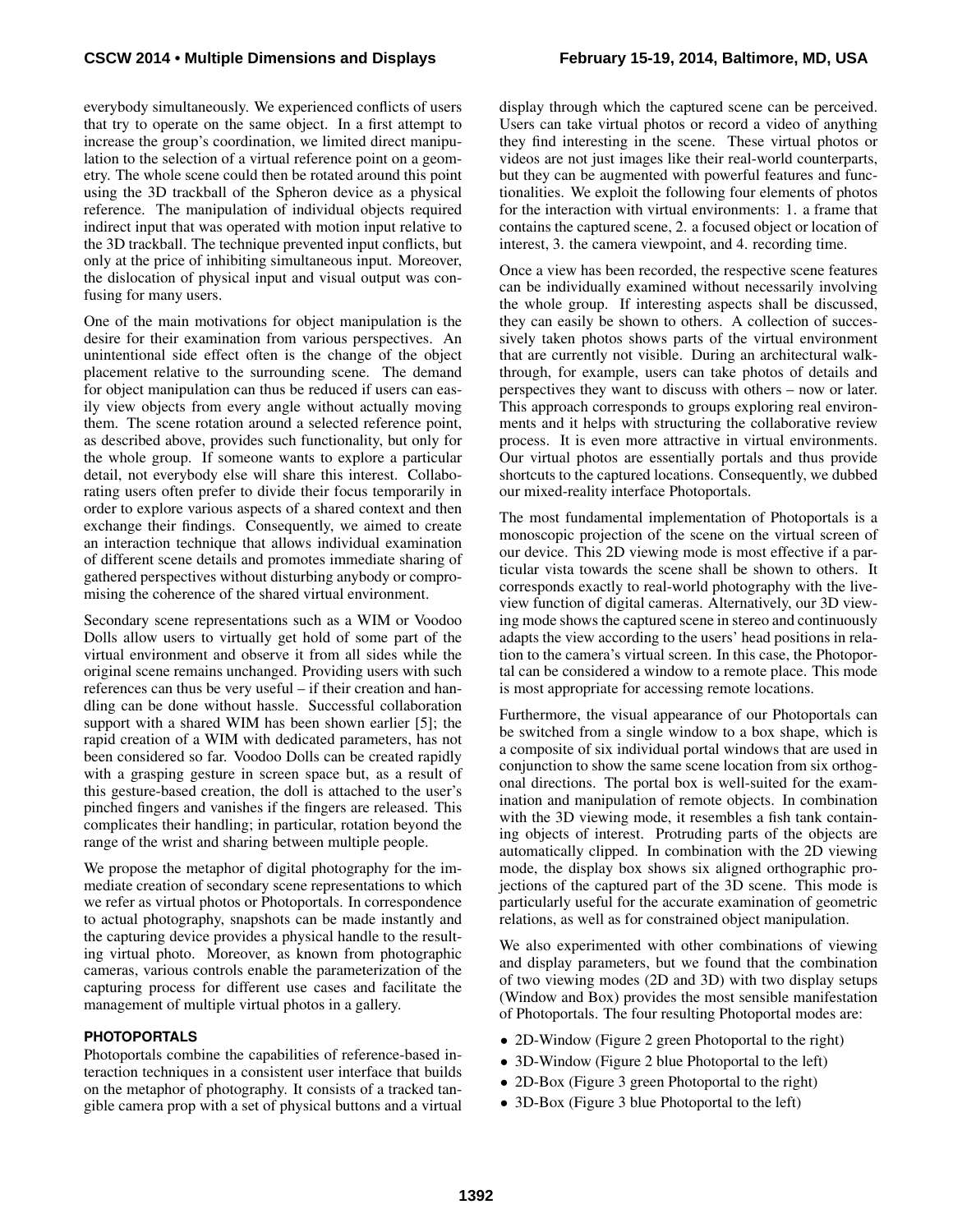everybody simultaneously. We experienced conflicts of users that try to operate on the same object. In a first attempt to increase the group's coordination, we limited direct manipulation to the selection of a virtual reference point on a geometry. The whole scene could then be rotated around this point using the 3D trackball of the Spheron device as a physical reference. The manipulation of individual objects required indirect input that was operated with motion input relative to the 3D trackball. The technique prevented input conflicts, but only at the price of inhibiting simultaneous input. Moreover, the dislocation of physical input and visual output was confusing for many users.

One of the main motivations for object manipulation is the desire for their examination from various perspectives. An unintentional side effect often is the change of the object placement relative to the surrounding scene. The demand for object manipulation can thus be reduced if users can easily view objects from every angle without actually moving them. The scene rotation around a selected reference point, as described above, provides such functionality, but only for the whole group. If someone wants to explore a particular detail, not everybody else will share this interest. Collaborating users often prefer to divide their focus temporarily in order to explore various aspects of a shared context and then exchange their findings. Consequently, we aimed to create an interaction technique that allows individual examination of different scene details and promotes immediate sharing of gathered perspectives without disturbing anybody or compromising the coherence of the shared virtual environment.

Secondary scene representations such as a WIM or Voodoo Dolls allow users to virtually get hold of some part of the virtual environment and observe it from all sides while the original scene remains unchanged. Providing users with such references can thus be very useful – if their creation and handling can be done without hassle. Successful collaboration support with a shared WIM has been shown earlier [5]; the rapid creation of a WIM with dedicated parameters, has not been considered so far. Voodoo Dolls can be created rapidly with a grasping gesture in screen space but, as a result of this gesture-based creation, the doll is attached to the user's pinched fingers and vanishes if the fingers are released. This complicates their handling; in particular, rotation beyond the range of the wrist and sharing between multiple people.

We propose the metaphor of digital photography for the immediate creation of secondary scene representations to which we refer as virtual photos or Photoportals. In correspondence to actual photography, snapshots can be made instantly and the capturing device provides a physical handle to the resulting virtual photo. Moreover, as known from photographic cameras, various controls enable the parameterization of the capturing process for different use cases and facilitate the management of multiple virtual photos in a gallery.

## PHOTOPORTALS

Photoportals combine the capabilities of reference-based interaction techniques in a consistent user interface that builds on the metaphor of photography. It consists of a tracked tangible camera prop with a set of physical buttons and a virtual display through which the captured scene can be perceived. Users can take virtual photos or record a video of anything they find interesting in the scene. These virtual photos or videos are not just images like their real-world counterparts, but they can be augmented with powerful features and functionalities. We exploit the following four elements of photos for the interaction with virtual environments: 1. a frame that contains the captured scene, 2. a focused object or location of interest, 3. the camera viewpoint, and 4. recording time.

Once a view has been recorded, the respective scene features can be individually examined without necessarily involving the whole group. If interesting aspects shall be discussed, they can easily be shown to others. A collection of successively taken photos shows parts of the virtual environment that are currently not visible. During an architectural walkthrough, for example, users can take photos of details and perspectives they want to discuss with others – now or later. This approach corresponds to groups exploring real environments and it helps with structuring the collaborative review process. It is even more attractive in virtual environments. Our virtual photos are essentially portals and thus provide shortcuts to the captured locations. Consequently, we dubbed our mixed-reality interface Photoportals.

The most fundamental implementation of Photoportals is a monoscopic projection of the scene on the virtual screen of our device. This 2D viewing mode is most effective if a particular vista towards the scene shall be shown to others. It corresponds exactly to real-world photography with the live-view function of digital cameras. Alternatively, our 3D viewing mode shows the captured scene in stereo and continuously adapts the view according to the users' head positions in relation to the camera's virtual screen. In this case, the Photoportal can be considered a window to a remote place. This mode is most appropriate for accessing remote locations.

Furthermore, the visual appearance of our Photoportals can be switched from a single window to a box shape, which is a composite of six individual portal windows that are used in conjunction to show the same scene location from six orthogonal directions. The portal box is well-suited for the examination and manipulation of remote objects. In combination with the 3D viewing mode, it resembles a fish tank containing objects of interest. Protruding parts of the objects are automatically clipped. In combination with the 2D viewing mode, the display box shows six aligned orthographic projections of the captured part of the 3D scene. This mode is particularly useful for the accurate examination of geometric relations, as well as for constrained object manipulation.

We also experimented with other combinations of viewing and display parameters, but we found that the combination of two viewing modes (2D and 3D) with two display setups (Window and Box) provides the most sensible manifestation of Photoportals. The four resulting Photoportal modes are:

- 2D-Window (Figure 2 green Photoportal to the right)
- 3D-Window (Figure 2 blue Photoportal to the left)
- 2D-Box (Figure 3 green Photoportal to the right)
- 3D-Box (Figure 3 blue Photoportal to the left)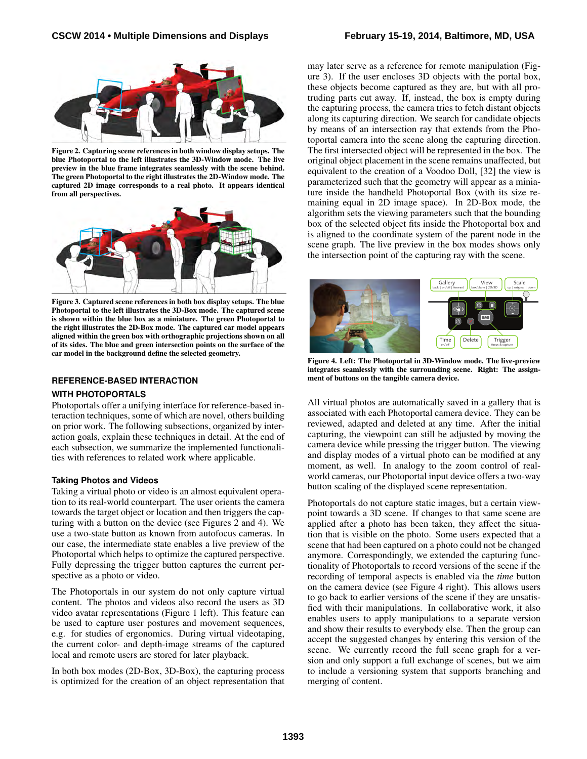Figure 2. Capturing scene references in both window display setups. The blue Photoportal to the left illustrates the 3D-Window mode. The live preview in the blue frame integrates seamlessly with the scene behind. The green Photoportal to the right illustrates the 2D-Window mode. The captured 2D image corresponds to a real photo. It appears identical from all perspectives.

Figure 3. Captured scene references in both box display setups. The blue Photoportal to the left illustrates the 3D-Box mode. The captured scene is shown within the blue box as a miniature. The green Photoportal to the right illustrates the 2D-Box mode. The captured car model appears aligned within the green box with orthographic projections shown on all of its sides. The blue and green intersection points on the surface of the car model in the background define the selected geometry.

## REFERENCE-BASED INTERACTION WITH PHOTOPORTALS

Photoportals offer a unifying interface for reference-based interaction techniques, some of which are novel, others building on prior work. The following subsections, organized by interaction goals, explain these techniques in detail. At the end of each subsection, we summarize the implemented functionalities with references to related work where applicable.

### Taking Photos and Videos

Taking a virtual photo or video is an almost equivalent operation to its real-world counterpart. The user orients the camera towards the target object or location and then triggers the capturing with a button on the device (see Figures 2 and 4). We use a two-state button as known from autofocus cameras. In our case, the intermediate state enables a live preview of the Photoportal which helps to optimize the captured perspective. Fully depressing the trigger button captures the current perspective as a photo or video.

The Photoportals in our system do not only capture virtual content. The photos and videos also record the users as 3D video avatar representations (Figure 1 left). This feature can be used to capture user postures and movement sequences, e.g. for studies of ergonomics. During virtual videotaping, the current color- and depth-image streams of the captured local and remote users are stored for later playback.

In both box modes (2D-Box, 3D-Box), the capturing process is optimized for the creation of an object representation that may later serve as a reference for remote manipulation (Figure 3). If the user encloses 3D objects with the portal box, these objects become captured as they are, but with all protruding parts cut away. If, instead, the box is empty during the capturing process, the camera tries to fetch distant objects along its capturing direction. We search for candidate objects by means of an intersection ray that extends from the Photoportal camera into the scene along the capturing direction. The first intersected object will be represented in the box. The original object placement in the scene remains unaffected, but equivalent to the creation of a Voodoo Doll, [32] the view is parameterized such that the geometry will appear as a miniature inside the handheld Photoportal Box (with its size remaining equal in 2D image space). In 2D-Box mode, the algorithm sets the viewing parameters such that the bounding box of the selected object fits inside the Photoportal box and is aligned to the coordinate system of the parent node in the scene graph. The live preview in the box modes shows only the intersection point of the capturing ray with the scene.

Figure 4. Left: The Photoportal in 3D-Window mode. The live-preview integrates seamlessly with the surrounding scene. Right: The assignment of buttons on the tangible camera device.

All virtual photos are automatically saved in a gallery that is associated with each Photoportal camera device. They can be reviewed, adapted and deleted at any time. After the initial capturing, the viewpoint can still be adjusted by moving the camera device while pressing the trigger button. The viewing and display modes of a virtual photo can be modified at any moment, as well. In analogy to the zoom control of real-world cameras, our Photoportal input device offers a two-way button scaling of the displayed scene representation.

Photoportals do not capture static images, but a certain viewpoint towards a 3D scene. If changes to that same scene are applied after a photo has been taken, they affect the situation that is visible on the photo. Some users expected that a scene that had been captured on a photo could not be changed anymore. Correspondingly, we extended the capturing functionality of Photoportals to record versions of the scene if the recording of temporal aspects is enabled via the *time* button on the camera device (see Figure 4 right). This allows users to go back to earlier versions of the scene if they are unsatisfied with their manipulations. In collaborative work, it also enables users to apply manipulations to a separate version and show their results to everybody else. Then the group can accept the suggested changes by entering this version of the scene. We currently record the full scene graph for a version and only support a full exchange of scenes, but we aim to include a versioning system that supports branching and merging of content.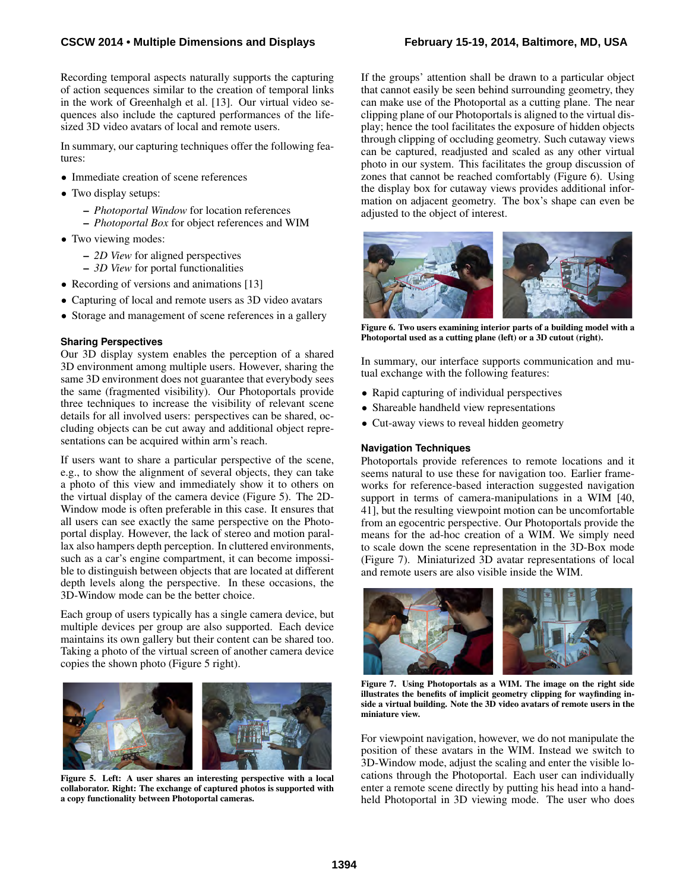Recording temporal aspects naturally supports the capturing of action sequences similar to the creation of temporal links in the work of Greenhalgh et al. [13]. Our virtual video sequences also include the captured performances of the life-sized 3D video avatars of local and remote users.

In summary, our capturing techniques offer the following features:

- Immediate creation of scene references
- Two display setups:
  - *Photoportal Window* for location references
  - *Photoportal Box* for object references and WIM
- Two viewing modes:
  - *2D View* for aligned perspectives
  - *3D View* for portal functionalities
- Recording of versions and animations [13]
- Capturing of local and remote users as 3D video avatars
- Storage and management of scene references in a gallery

### Sharing Perspectives

Our 3D display system enables the perception of a shared 3D environment among multiple users. However, sharing the same 3D environment does not guarantee that everybody sees the same (fragmented visibility). Our Photoportals provide three techniques to increase the visibility of relevant scene details for all involved users: perspectives can be shared, occluding objects can be cut away and additional object representations can be acquired within arm's reach.

If users want to share a particular perspective of the scene, e.g., to show the alignment of several objects, they can take a photo of this view and immediately show it to others on the virtual display of the camera device (Figure 5). The 2D-Window mode is often preferable in this case. It ensures that all users can see exactly the same perspective on the Photoportal display. However, the lack of stereo and motion parallax also hampers depth perception. In cluttered environments, such as a car's engine compartment, it can become impossible to distinguish between objects that are located at different depth levels along the perspective. In these occasions, the 3D-Window mode can be the better choice.

Each group of users typically has a single camera device, but multiple devices per group are also supported. Each device maintains its own gallery but their content can be shared too. Taking a photo of the virtual screen of another camera device copies the shown photo (Figure 5 right).

**Figure 5. Left: A user shares an interesting perspective with a local collaborator. Right: The exchange of captured photos is supported with a copy functionality between Photoportal cameras.**

If the groups' attention shall be drawn to a particular object that cannot easily be seen behind surrounding geometry, they can make use of the Photoportal as a cutting plane. The near clipping plane of our Photoportals is aligned to the virtual display; hence the tool facilitates the exposure of hidden objects through clipping of occluding geometry. Such cutaway views can be captured, readjusted and scaled as any other virtual photo in our system. This facilitates the group discussion of zones that cannot be reached comfortably (Figure 6). Using the display box for cutaway views provides additional information on adjacent geometry. The box's shape can even be adjusted to the object of interest.

**Figure 6. Two users examining interior parts of a building model with a Photoportal used as a cutting plane (left) or a 3D cutout (right).**

In summary, our interface supports communication and mutual exchange with the following features:

- Rapid capturing of individual perspectives
- Shareable handheld view representations
- Cut-away views to reveal hidden geometry

### Navigation Techniques

Photoportals provide references to remote locations and it seems natural to use these for navigation too. Earlier frameworks for reference-based interaction suggested navigation support in terms of camera-manipulations in a WIM [40, 41], but the resulting viewpoint motion can be uncomfortable from an egocentric perspective. Our Photoportals provide the means for the ad-hoc creation of a WIM. We simply need to scale down the scene representation in the 3D-Box mode (Figure 7). Miniaturized 3D avatar representations of local and remote users are also visible inside the WIM.

**Figure 7. Using Photoportals as a WIM. The image on the right side illustrates the benefits of implicit geometry clipping for wayfinding inside a virtual building. Note the 3D video avatars of remote users in the miniature view.**

For viewpoint navigation, however, we do not manipulate the position of these avatars in the WIM. Instead we switch to 3D-Window mode, adjust the scaling and enter the visible locations through the Photoportal. Each user can individually enter a remote scene directly by putting his head into a handheld Photoportal in 3D viewing mode. The user who does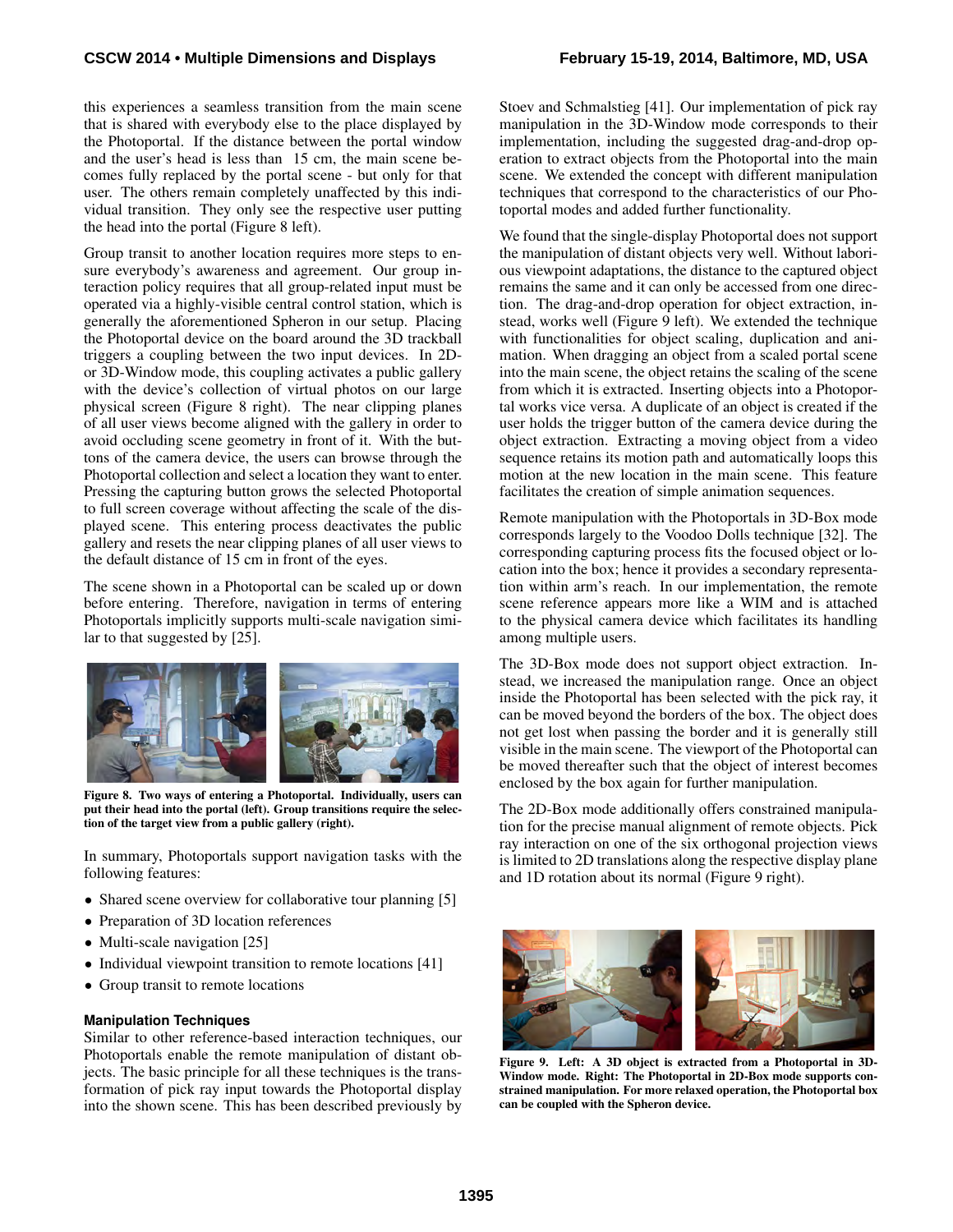this experiences a seamless transition from the main scene that is shared with everybody else to the place displayed by the Photoportal. If the distance between the portal window and the user's head is less than 15 cm, the main scene becomes fully replaced by the portal scene - but only for that user. The others remain completely unaffected by this individual transition. They only see the respective user putting the head into the portal (Figure 8 left).

Group transit to another location requires more steps to ensure everybody's awareness and agreement. Our group interaction policy requires that all group-related input must be operated via a highly-visible central control station, which is generally the aforementioned Spheron in our setup. Placing the Photoportal device on the board around the 3D trackball triggers a coupling between the two input devices. In 2D- or 3D-Window mode, this coupling activates a public gallery with the device's collection of virtual photos on our large physical screen (Figure 8 right). The near clipping planes of all user views become aligned with the gallery in order to avoid occluding scene geometry in front of it. With the buttons of the camera device, the users can browse through the Photoportal collection and select a location they want to enter. Pressing the capturing button grows the selected Photoportal to full screen coverage without affecting the scale of the displayed scene. This entering process deactivates the public gallery and resets the near clipping planes of all user views to the default distance of 15 cm in front of the eyes.

The scene shown in a Photoportal can be scaled up or down before entering. Therefore, navigation in terms of entering Photoportals implicitly supports multi-scale navigation similar to that suggested by [25].

**Figure 8. Two ways of entering a Photoportal. Individually, users can put their head into the portal (left). Group transitions require the selection of the target view from a public gallery (right).**

In summary, Photoportals support navigation tasks with the following features:

- Shared scene overview for collaborative tour planning [5]
- Preparation of 3D location references
- Multi-scale navigation [25]
- Individual viewpoint transition to remote locations [41]
- Group transit to remote locations

### Manipulation Techniques

Similar to other reference-based interaction techniques, our Photoportals enable the remote manipulation of distant objects. The basic principle for all these techniques is the transformation of pick ray input towards the Photoportal display into the shown scene. This has been described previously by Stoev and Schmalstieg [41]. Our implementation of pick ray manipulation in the 3D-Window mode corresponds to their implementation, including the suggested drag-and-drop operation to extract objects from the Photoportal into the main scene. We extended the concept with different manipulation techniques that correspond to the characteristics of our Photoportal modes and added further functionality.

We found that the single-display Photoportal does not support the manipulation of distant objects very well. Without laborious viewpoint adaptations, the distance to the captured object remains the same and it can only be accessed from one direction. The drag-and-drop operation for object extraction, instead, works well (Figure 9 left). We extended the technique with functionalities for object scaling, duplication and animation. When dragging an object from a scaled portal scene into the main scene, the object retains the scaling of the scene from which it is extracted. Inserting objects into a Photoportal works vice versa. A duplicate of an object is created if the user holds the trigger button of the camera device during the object extraction. Extracting a moving object from a video sequence retains its motion path and automatically loops this motion at the new location in the main scene. This feature facilitates the creation of simple animation sequences.

Remote manipulation with the Photoportals in 3D-Box mode corresponds largely to the Voodoo Dolls technique [32]. The corresponding capturing process fits the focused object or location into the box; hence it provides a secondary representation within arm's reach. In our implementation, the remote scene reference appears more like a WIM and is attached to the physical camera device which facilitates its handling among multiple users.

The 3D-Box mode does not support object extraction. Instead, we increased the manipulation range. Once an object inside the Photoportal has been selected with the pick ray, it can be moved beyond the borders of the box. The object does not get lost when passing the border and it is generally still visible in the main scene. The viewport of the Photoportal can be moved thereafter such that the object of interest becomes enclosed by the box again for further manipulation.

The 2D-Box mode additionally offers constrained manipulation for the precise manual alignment of remote objects. Pick ray interaction on one of the six orthogonal projection views is limited to 2D translations along the respective display plane and 1D rotation about its normal (Figure 9 right).

**Figure 9. Left: A 3D object is extracted from a Photoportal in 3D-Window mode. Right: The Photoportal in 2D-Box mode supports constrained manipulation. For more relaxed operation, the Photoportal box can be coupled with the Spheron device.**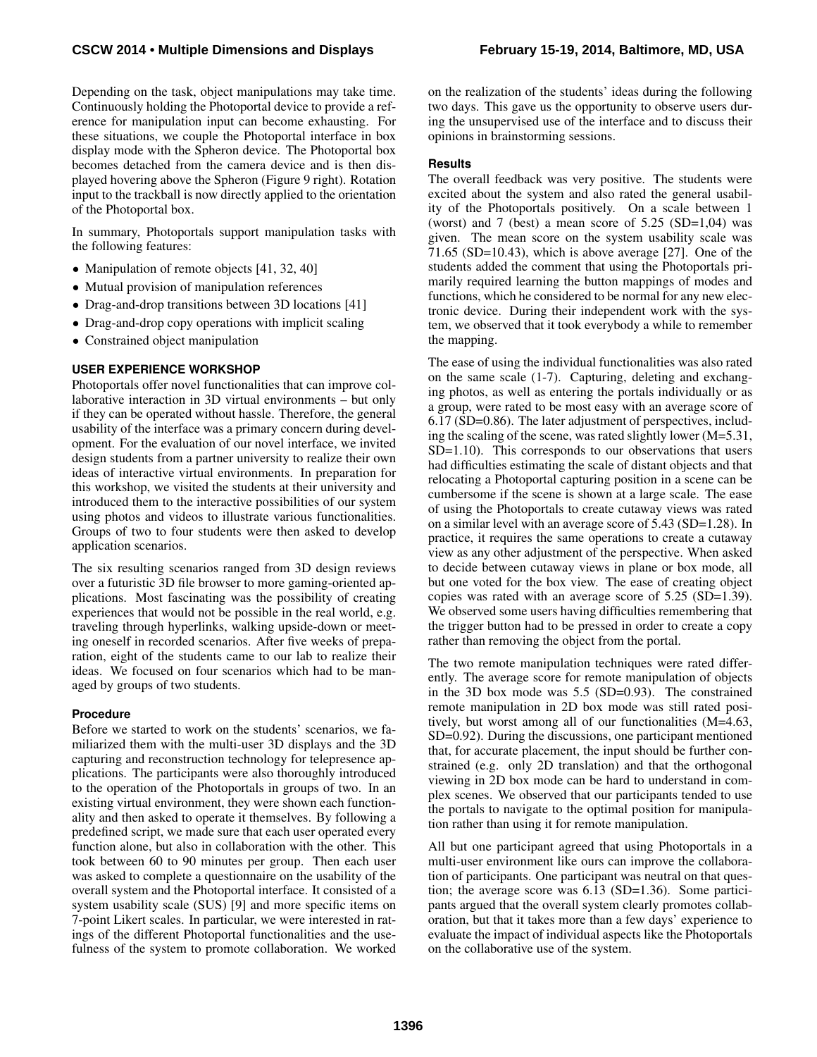Depending on the task, object manipulations may take time. Continuously holding the Photoportal device to provide a reference for manipulation input can become exhausting. For these situations, we couple the Photoportal interface in box display mode with the Spheron device. The Photoportal box becomes detached from the camera device and is then displayed hovering above the Spheron (Figure 9 right). Rotation input to the trackball is now directly applied to the orientation of the Photoportal box.

In summary, Photoportals support manipulation tasks with the following features:

- Manipulation of remote objects [41, 32, 40]
- Mutual provision of manipulation references
- Drag-and-drop transitions between 3D locations [41]
- Drag-and-drop copy operations with implicit scaling
- Constrained object manipulation

## USER EXPERIENCE WORKSHOP

Photoportals offer novel functionalities that can improve collaborative interaction in 3D virtual environments – but only if they can be operated without hassle. Therefore, the general usability of the interface was a primary concern during development. For the evaluation of our novel interface, we invited design students from a partner university to realize their own ideas of interactive virtual environments. In preparation for this workshop, we visited the students at their university and introduced them to the interactive possibilities of our system using photos and videos to illustrate various functionalities. Groups of two to four students were then asked to develop application scenarios.

The six resulting scenarios ranged from 3D design reviews over a futuristic 3D file browser to more gaming-oriented applications. Most fascinating was the possibility of creating experiences that would not be possible in the real world, e.g. traveling through hyperlinks, walking upside-down or meeting oneself in recorded scenarios. After five weeks of preparation, eight of the students came to our lab to realize their ideas. We focused on four scenarios which had to be managed by groups of two students.

### Procedure

Before we started to work on the students' scenarios, we familiarized them with the multi-user 3D displays and the 3D capturing and reconstruction technology for telepresence applications. The participants were also thoroughly introduced to the operation of the Photoportals in groups of two. In an existing virtual environment, they were shown each functionality and then asked to operate it themselves. By following a predefined script, we made sure that each user operated every function alone, but also in collaboration with the other. This took between 60 to 90 minutes per group. Then each user was asked to complete a questionnaire on the usability of the overall system and the Photoportal interface. It consisted of a system usability scale (SUS) [9] and more specific items on 7-point Likert scales. In particular, we were interested in ratings of the different Photoportal functionalities and the usefulness of the system to promote collaboration. We worked on the realization of the students' ideas during the following two days. This gave us the opportunity to observe users during the unsupervised use of the interface and to discuss their opinions in brainstorming sessions.

### Results

The overall feedback was very positive. The students were excited about the system and also rated the general usability of the Photoportals positively. On a scale between 1 (worst) and 7 (best) a mean score of 5.25 (SD=1,04) was given. The mean score on the system usability scale was 71.65 (SD=10.43), which is above average [27]. One of the students added the comment that using the Photoportals primarily required learning the button mappings of modes and functions, which he considered to be normal for any new electronic device. During their independent work with the system, we observed that it took everybody a while to remember the mapping.

The ease of using the individual functionalities was also rated on the same scale (1-7). Capturing, deleting and exchanging photos, as well as entering the portals individually or as a group, were rated to be most easy with an average score of 6.17 (SD=0.86). The later adjustment of perspectives, including the scaling of the scene, was rated slightly lower (M=5.31, SD=1.10). This corresponds to our observations that users had difficulties estimating the scale of distant objects and that relocating a Photoportal capturing position in a scene can be cumbersome if the scene is shown at a large scale. The ease of using the Photoportals to create cutaway views was rated on a similar level with an average score of 5.43 (SD=1.28). In practice, it requires the same operations to create a cutaway view as any other adjustment of the perspective. When asked to decide between cutaway views in plane or box mode, all but one voted for the box view. The ease of creating object copies was rated with an average score of 5.25 (SD=1.39). We observed some users having difficulties remembering that the trigger button had to be pressed in order to create a copy rather than removing the object from the portal.

The two remote manipulation techniques were rated differently. The average score for remote manipulation of objects in the 3D box mode was 5.5 (SD=0.93). The constrained remote manipulation in 2D box mode was still rated positively, but worst among all of our functionalities (M=4.63, SD=0.92). During the discussions, one participant mentioned that, for accurate placement, the input should be further constrained (e.g. only 2D translation) and that the orthogonal viewing in 2D box mode can be hard to understand in complex scenes. We observed that our participants tended to use the portals to navigate to the optimal position for manipulation rather than using it for remote manipulation.

All but one participant agreed that using Photoportals in a multi-user environment like ours can improve the collaboration of participants. One participant was neutral on that question; the average score was 6.13 (SD=1.36). Some participants argued that the overall system clearly promotes collaboration, but that it takes more than a few days' experience to evaluate the impact of individual aspects like the Photoportals on the collaborative use of the system.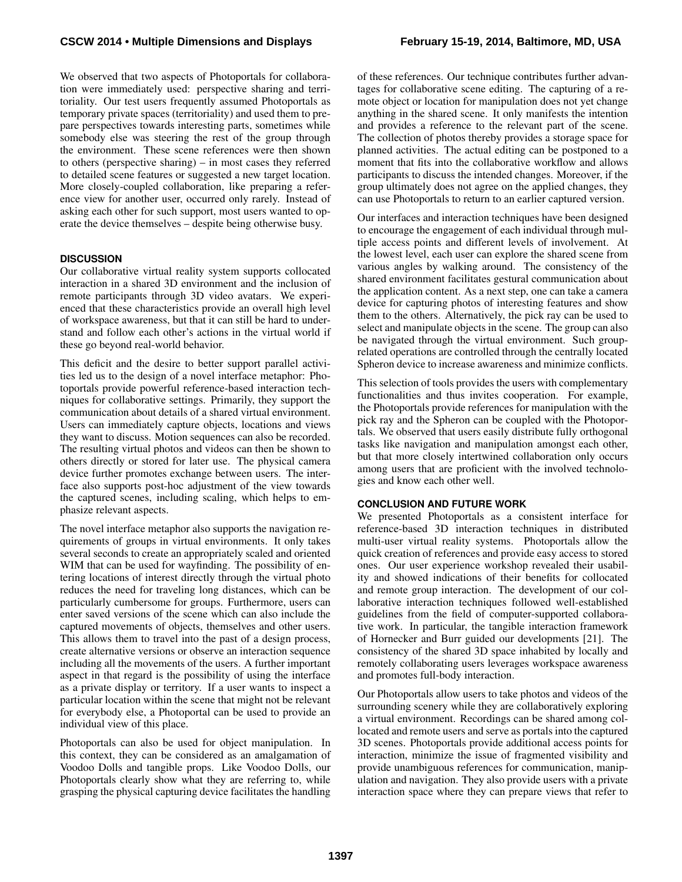We observed that two aspects of Photoportals for collaboration were immediately used: perspective sharing and territoriality. Our test users frequently assumed Photoportals as temporary private spaces (territoriality) and used them to prepare perspectives towards interesting parts, sometimes while somebody else was steering the rest of the group through the environment. These scene references were then shown to others (perspective sharing) – in most cases they referred to detailed scene features or suggested a new target location. More closely-coupled collaboration, like preparing a reference view for another user, occurred only rarely. Instead of asking each other for such support, most users wanted to operate the device themselves – despite being otherwise busy.

## DISCUSSION

Our collaborative virtual reality system supports collocated interaction in a shared 3D environment and the inclusion of remote participants through 3D video avatars. We experienced that these characteristics provide an overall high level of workspace awareness, but that it can still be hard to understand and follow each other's actions in the virtual world if these go beyond real-world behavior.

This deficit and the desire to better support parallel activities led us to the design of a novel interface metaphor: Photoportals provide powerful reference-based interaction techniques for collaborative settings. Primarily, they support the communication about details of a shared virtual environment. Users can immediately capture objects, locations and views they want to discuss. Motion sequences can also be recorded. The resulting virtual photos and videos can then be shown to others directly or stored for later use. The physical camera device further promotes exchange between users. The interface also supports post-hoc adjustment of the view towards the captured scenes, including scaling, which helps to emphasize relevant aspects.

The novel interface metaphor also supports the navigation requirements of groups in virtual environments. It only takes several seconds to create an appropriately scaled and oriented WIM that can be used for wayfinding. The possibility of entering locations of interest directly through the virtual photo reduces the need for traveling long distances, which can be particularly cumbersome for groups. Furthermore, users can enter saved versions of the scene which can also include the captured movements of objects, themselves and other users. This allows them to travel into the past of a design process, create alternative versions or observe an interaction sequence including all the movements of the users. A further important aspect in that regard is the possibility of using the interface as a private display or territory. If a user wants to inspect a particular location within the scene that might not be relevant for everybody else, a Photoportal can be used to provide an individual view of this place.

Photoportals can also be used for object manipulation. In this context, they can be considered as an amalgamation of Voodoo Dolls and tangible props. Like Voodoo Dolls, our Photoportals clearly show what they are referring to, while grasping the physical capturing device facilitates the handling of these references. Our technique contributes further advantages for collaborative scene editing. The capturing of a remote object or location for manipulation does not yet change anything in the shared scene. It only manifests the intention and provides a reference to the relevant part of the scene. The collection of photos thereby provides a storage space for planned activities. The actual editing can be postponed to a moment that fits into the collaborative workflow and allows participants to discuss the intended changes. Moreover, if the group ultimately does not agree on the applied changes, they can use Photoportals to return to an earlier captured version.

Our interfaces and interaction techniques have been designed to encourage the engagement of each individual through multiple access points and different levels of involvement. At the lowest level, each user can explore the shared scene from various angles by walking around. The consistency of the shared environment facilitates gestural communication about the application content. As a next step, one can take a camera device for capturing photos of interesting features and show them to the others. Alternatively, the pick ray can be used to select and manipulate objects in the scene. The group can also be navigated through the virtual environment. Such group-related operations are controlled through the centrally located Spheron device to increase awareness and minimize conflicts.

This selection of tools provides the users with complementary functionalities and thus invites cooperation. For example, the Photoportals provide references for manipulation with the pick ray and the Spheron can be coupled with the Photoportals. We observed that users easily distribute fully orthogonal tasks like navigation and manipulation amongst each other, but that more closely intertwined collaboration only occurs among users that are proficient with the involved technologies and know each other well.

## CONCLUSION AND FUTURE WORK

We presented Photoportals as a consistent interface for reference-based 3D interaction techniques in distributed multi-user virtual reality systems. Photoportals allow the quick creation of references and provide easy access to stored ones. Our user experience workshop revealed their usability and showed indications of their benefits for collocated and remote group interaction. The development of our collaborative interaction techniques followed well-established guidelines from the field of computer-supported collaborative work. In particular, the tangible interaction framework of Hornecker and Burr guided our developments [21]. The consistency of the shared 3D space inhabited by locally and remotely collaborating users leverages workspace awareness and promotes full-body interaction.

Our Photoportals allow users to take photos and videos of the surrounding scenery while they are collaboratively exploring a virtual environment. Recordings can be shared among collocated and remote users and serve as portals into the captured 3D scenes. Photoportals provide additional access points for interaction, minimize the issue of fragmented visibility and provide unambiguous references for communication, manipulation and navigation. They also provide users with a private interaction space where they can prepare views that refer to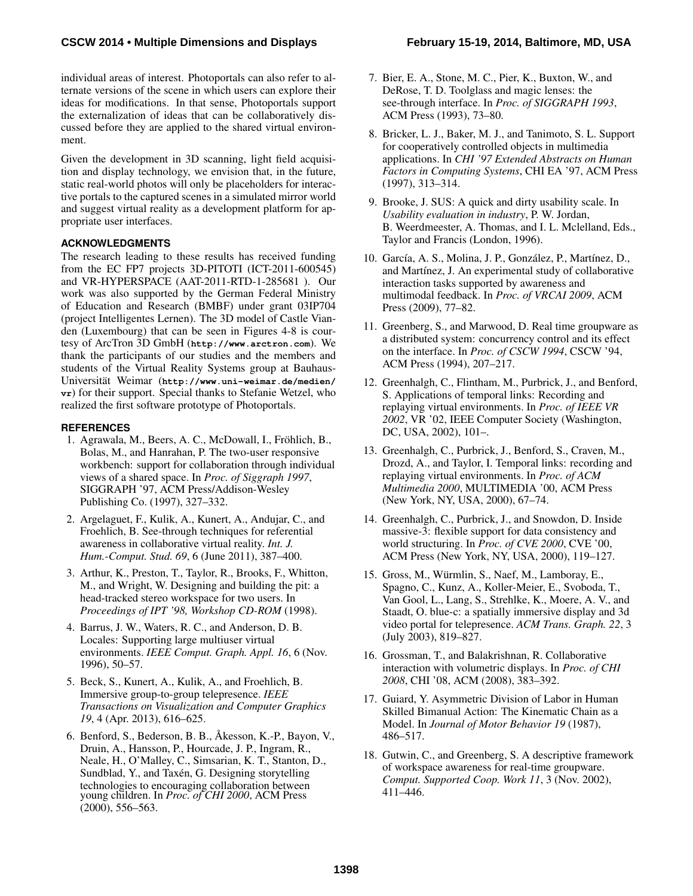individual areas of interest. Photoportals can also refer to alternate versions of the scene in which users can explore their ideas for modifications. In that sense, Photoportals support the externalization of ideas that can be collaboratively discussed before they are applied to the shared virtual environment.

Given the development in 3D scanning, light field acquisition and display technology, we envision that, in the future, static real-world photos will only be placeholders for interactive portals to the captured scenes in a simulated mirror world and suggest virtual reality as a development platform for appropriate user interfaces.

## ACKNOWLEDGMENTS

The research leading to these results has received funding from the EC FP7 projects 3D-PITOTI (ICT-2011-600545) and VR-HYPERSPACE (AAT-2011-RTD-1-285681 ). Our work was also supported by the German Federal Ministry of Education and Research (BMBF) under grant 03IP704 (project Intelligentes Lernen). The 3D model of Castle Vianden (Luxembourg) that can be seen in Figures 4-8 is courtesy of ArcTron 3D GmbH (**http://www.arctron.com**). We thank the participants of our studies and the members and students of the Virtual Reality Systems group at Bauhaus-Universität Weimar (**http://www.uni-weimar.de/medien/vr**) for their support. Special thanks to Stefanie Wetzel, who realized the first software prototype of Photoportals.

## REFERENCES

1. Agrawala, M., Beers, A. C., McDowall, I., Fröhlich, B., Bolas, M., and Hanrahan, P. The two-user responsive workbench: support for collaboration through individual views of a shared space. In *Proc. of Siggraph 1997*, SIGGRAPH '97, ACM Press/Addison-Wesley Publishing Co. (1997), 327–332.
2. Argelaguet, F., Kulik, A., Kunert, A., Andujar, C., and Froehlich, B. See-through techniques for referential awareness in collaborative virtual reality. *Int. J. Hum.-Comput. Stud. 69*, 6 (June 2011), 387–400.
3. Arthur, K., Preston, T., Taylor, R., Brooks, F., Whitton, M., and Wright, W. Designing and building the pit: a head-tracked stereo workspace for two users. In *Proceedings of IPT '98, Workshop CD-ROM* (1998).
4. Barrus, J. W., Waters, R. C., and Anderson, D. B. Locales: Supporting large multiuser virtual environments. *IEEE Comput. Graph. Appl. 16*, 6 (Nov. 1996), 50–57.
5. Beck, S., Kunert, A., Kulik, A., and Froehlich, B. Immersive group-to-group telepresence. *IEEE Transactions on Visualization and Computer Graphics 19*, 4 (Apr. 2013), 616–625.
6. Benford, S., Bederson, B. B., Åkesson, K.-P., Bayon, V., Druin, A., Hansson, P., Hourcade, J. P., Ingram, R., Neale, H., O'Malley, C., Simsarian, K. T., Stanton, D., Sundblad, Y., and Taxén, G. Designing storytelling technologies to encouraging collaboration between young children. In *Proc. of CHI 2000*, ACM Press (2000), 556–563.
7. Bier, E. A., Stone, M. C., Pier, K., Buxton, W., and DeRose, T. D. Toolglass and magic lenses: the see-through interface. In *Proc. of SIGGRAPH 1993*, ACM Press (1993), 73–80.
8. Bricker, L. J., Baker, M. J., and Tanimoto, S. L. Support for cooperatively controlled objects in multimedia applications. In *CHI '97 Extended Abstracts on Human Factors in Computing Systems*, CHI EA '97, ACM Press (1997), 313–314.
9. Brooke, J. SUS: A quick and dirty usability scale. In *Usability evaluation in industry*, P. W. Jordan, B. Weerdmeester, A. Thomas, and I. L. Mclelland, Eds., Taylor and Francis (London, 1996).
10. García, A. S., Molina, J. P., González, P., Martínez, D., and Martínez, J. An experimental study of collaborative interaction tasks supported by awareness and multimodal feedback. In *Proc. of VRCAI 2009*, ACM Press (2009), 77–82.
11. Greenberg, S., and Marwood, D. Real time groupware as a distributed system: concurrency control and its effect on the interface. In *Proc. of CSCW 1994*, CSCW '94, ACM Press (1994), 207–217.
12. Greenhalgh, C., Flintham, M., Purbrick, J., and Benford, S. Applications of temporal links: Recording and replaying virtual environments. In *Proc. of IEEE VR 2002*, VR '02, IEEE Computer Society (Washington, DC, USA, 2002), 101–.
13. Greenhalgh, C., Purbrick, J., Benford, S., Craven, M., Drozd, A., and Taylor, I. Temporal links: recording and replaying virtual environments. In *Proc. of ACM Multimedia 2000*, MULTIMEDIA '00, ACM Press (New York, NY, USA, 2000), 67–74.
14. Greenhalgh, C., Purbrick, J., and Snowdon, D. Inside massive-3: flexible support for data consistency and world structuring. In *Proc. of CVE 2000*, CVE '00, ACM Press (New York, NY, USA, 2000), 119–127.
15. Gross, M., Würmlin, S., Naef, M., Lamboray, E., Spagno, C., Kunz, A., Koller-Meier, E., Svoboda, T., Van Gool, L., Lang, S., Strehlke, K., Moere, A. V., and Staadt, O. blue-c: a spatially immersive display and 3d video portal for telepresence. *ACM Trans. Graph. 22*, 3 (July 2003), 819–827.
16. Grossman, T., and Balakrishnan, R. Collaborative interaction with volumetric displays. In *Proc. of CHI 2008*, CHI '08, ACM (2008), 383–392.
17. Guiard, Y. Asymmetric Division of Labor in Human Skilled Bimanual Action: The Kinematic Chain as a Model. In *Journal of Motor Behavior 19* (1987), 486–517.
18. Gutwin, C., and Greenberg, S. A descriptive framework of workspace awareness for real-time groupware. *Comput. Supported Coop. Work 11*, 3 (Nov. 2002), 411–446.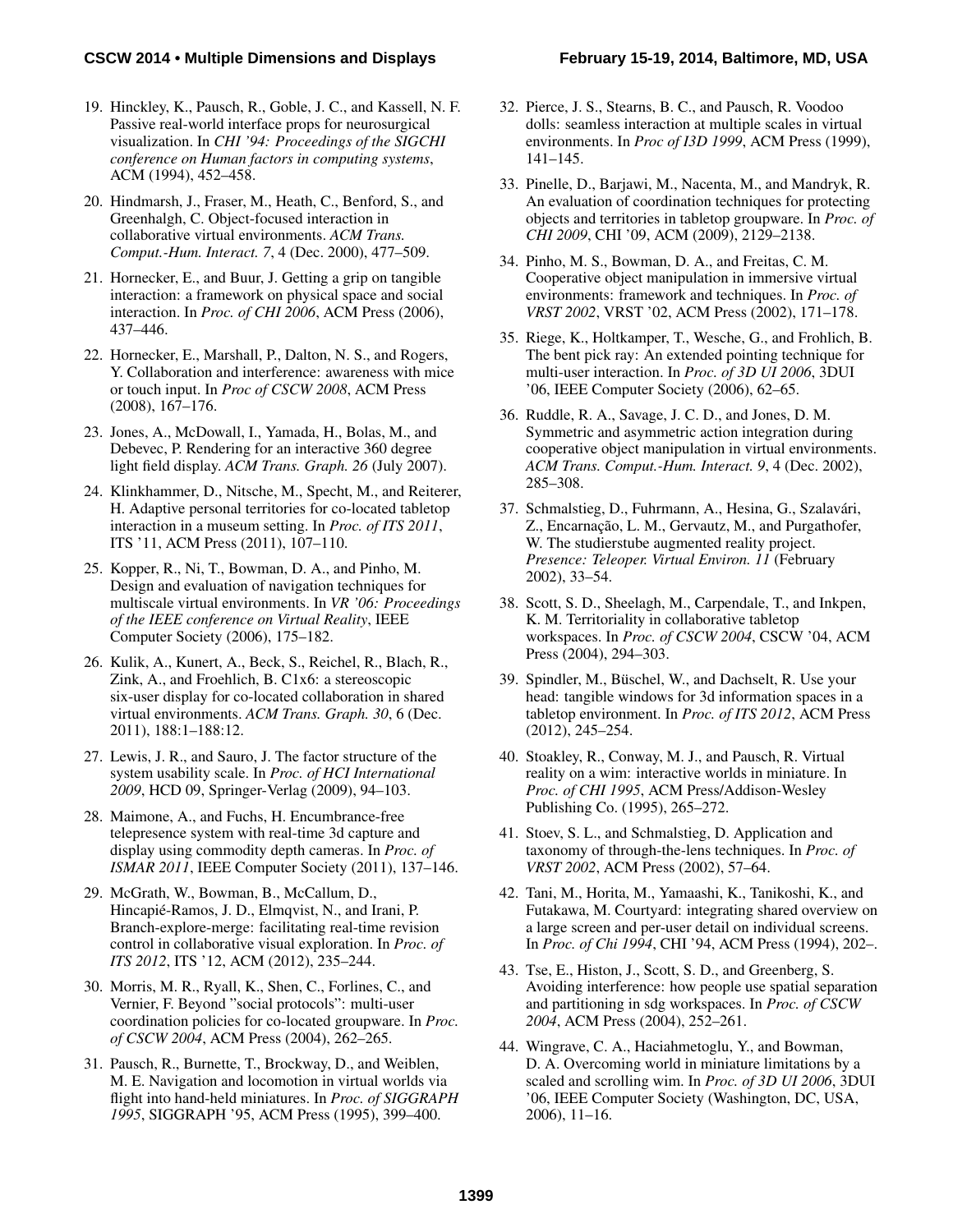19. Hinckley, K., Pausch, R., Goble, J. C., and Kassell, N. F. Passive real-world interface props for neurosurgical visualization. In *CHI '94: Proceedings of the SIGCHI conference on Human factors in computing systems*, ACM (1994), 452–458.

20. Hindmarsh, J., Fraser, M., Heath, C., Benford, S., and Greenhalgh, C. Object-focused interaction in collaborative virtual environments. *ACM Trans. Comput.-Hum. Interact. 7*, 4 (Dec. 2000), 477–509.

21. Hornecker, E., and Buur, J. Getting a grip on tangible interaction: a framework on physical space and social interaction. In *Proc. of CHI 2006*, ACM Press (2006), 437–446.

22. Hornecker, E., Marshall, P., Dalton, N. S., and Rogers, Y. Collaboration and interference: awareness with mice or touch input. In *Proc of CSCW 2008*, ACM Press (2008), 167–176.

23. Jones, A., McDowall, I., Yamada, H., Bolas, M., and Debevec, P. Rendering for an interactive 360 degree light field display. *ACM Trans. Graph. 26* (July 2007).

24. Klinkhammer, D., Nitsche, M., Specht, M., and Reiterer, H. Adaptive personal territories for co-located tabletop interaction in a museum setting. In *Proc. of ITS 2011*, ITS '11, ACM Press (2011), 107–110.

25. Kopper, R., Ni, T., Bowman, D. A., and Pinho, M. Design and evaluation of navigation techniques for multiscale virtual environments. In *VR '06: Proceedings of the IEEE conference on Virtual Reality*, IEEE Computer Society (2006), 175–182.

26. Kulik, A., Kunert, A., Beck, S., Reichel, R., Blach, R., Zink, A., and Froehlich, B. C1x6: a stereoscopic six-user display for co-located collaboration in shared virtual environments. *ACM Trans. Graph. 30*, 6 (Dec. 2011), 188:1–188:12.

27. Lewis, J. R., and Sauro, J. The factor structure of the system usability scale. In *Proc. of HCI International 2009*, HCD 09, Springer-Verlag (2009), 94–103.

28. Maimone, A., and Fuchs, H. Encumbrance-free telepresence system with real-time 3d capture and display using commodity depth cameras. In *Proc. of ISMAR 2011*, IEEE Computer Society (2011), 137–146.

29. McGrath, W., Bowman, B., McCallum, D., Hincapié-Ramos, J. D., Elmqvist, N., and Irani, P. Branch-explore-merge: facilitating real-time revision control in collaborative visual exploration. In *Proc. of ITS 2012*, ITS '12, ACM (2012), 235–244.

30. Morris, M. R., Ryall, K., Shen, C., Forlines, C., and Vernier, F. Beyond "social protocols": multi-user coordination policies for co-located groupware. In *Proc. of CSCW 2004*, ACM Press (2004), 262–265.

31. Pausch, R., Burnette, T., Brockway, D., and Weiblen, M. E. Navigation and locomotion in virtual worlds via flight into hand-held miniatures. In *Proc. of SIGGRAPH 1995*, SIGGRAPH '95, ACM Press (1995), 399–400.

32. Pierce, J. S., Stearns, B. C., and Pausch, R. Voodoo dolls: seamless interaction at multiple scales in virtual environments. In *Proc of I3D 1999*, ACM Press (1999), 141–145.

33. Pinelle, D., Barjawi, M., Nacenta, M., and Mandryk, R. An evaluation of coordination techniques for protecting objects and territories in tabletop groupware. In *Proc. of CHI 2009*, CHI '09, ACM (2009), 2129–2138.

34. Pinho, M. S., Bowman, D. A., and Freitas, C. M. Cooperative object manipulation in immersive virtual environments: framework and techniques. In *Proc. of VRST 2002*, VRST '02, ACM Press (2002), 171–178.

35. Riege, K., Holtkamper, T., Wesche, G., and Frohlich, B. The bent pick ray: An extended pointing technique for multi-user interaction. In *Proc. of 3D UI 2006*, 3DUI '06, IEEE Computer Society (2006), 62–65.

36. Ruddle, R. A., Savage, J. C. D., and Jones, D. M. Symmetric and asymmetric action integration during cooperative object manipulation in virtual environments. *ACM Trans. Comput.-Hum. Interact. 9*, 4 (Dec. 2002), 285–308.

37. Schmalstieg, D., Fuhrmann, A., Hesina, G., Szalavári, Z., Encarnação, L. M., Gervautz, M., and Purgathofer, W. The studierstube augmented reality project. *Presence: Teleoper. Virtual Environ. 11* (February 2002), 33–54.

38. Scott, S. D., Sheelagh, M., Carpendale, T., and Inkpen, K. M. Territoriality in collaborative tabletop workspaces. In *Proc. of CSCW 2004*, CSCW '04, ACM Press (2004), 294–303.

39. Spindler, M., Büschel, W., and Dachselt, R. Use your head: tangible windows for 3d information spaces in a tabletop environment. In *Proc. of ITS 2012*, ACM Press (2012), 245–254.

40. Stoakley, R., Conway, M. J., and Pausch, R. Virtual reality on a wim: interactive worlds in miniature. In *Proc. of CHI 1995*, ACM Press/Addison-Wesley Publishing Co. (1995), 265–272.

41. Stoev, S. L., and Schmalstieg, D. Application and taxonomy of through-the-lens techniques. In *Proc. of VRST 2002*, ACM Press (2002), 57–64.

42. Tani, M., Horita, M., Yamaashi, K., Tanikoshi, K., and Futakawa, M. Courtyard: integrating shared overview on a large screen and per-user detail on individual screens. In *Proc. of Chi 1994*, CHI '94, ACM Press (1994), 202–.

43. Tse, E., Histon, J., Scott, S. D., and Greenberg, S. Avoiding interference: how people use spatial separation and partitioning in sdg workspaces. In *Proc. of CSCW 2004*, ACM Press (2004), 252–261.

44. Wingrave, C. A., Haciahmetoglu, Y., and Bowman, D. A. Overcoming world in miniature limitations by a scaled and scrolling wim. In *Proc. of 3D UI 2006*, 3DUI '06, IEEE Computer Society (Washington, DC, USA, 2006), 11–16.